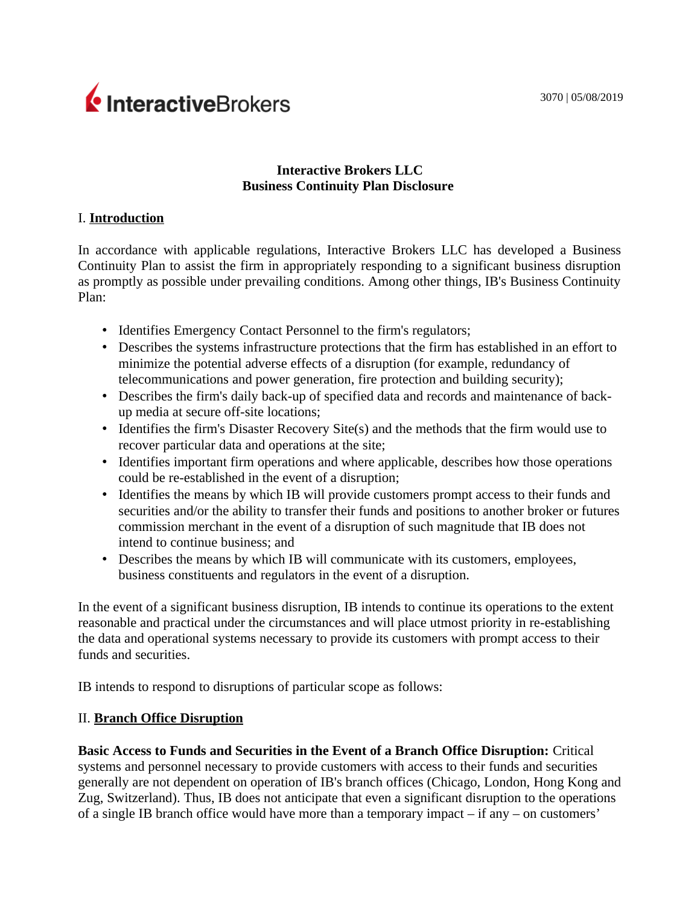3070 | 05/08/2019

# Interactive Brokers LLC
# Business Continuity Plan Disclosure

## I. **Introduction**

In accordance with applicable regulations, Interactive Brokers LLC has developed a Business Continuity Plan to assist the firm in appropriately responding to a significant business disruption as promptly as possible under prevailing conditions. Among other things, IB's Business Continuity Plan:

- Identifies Emergency Contact Personnel to the firm's regulators;
- Describes the systems infrastructure protections that the firm has established in an effort to minimize the potential adverse effects of a disruption (for example, redundancy of telecommunications and power generation, fire protection and building security);
- Describes the firm's daily back-up of specified data and records and maintenance of back-up media at secure off-site locations;
- Identifies the firm's Disaster Recovery Site(s) and the methods that the firm would use to recover particular data and operations at the site;
- Identifies important firm operations and where applicable, describes how those operations could be re-established in the event of a disruption;
- Identifies the means by which IB will provide customers prompt access to their funds and securities and/or the ability to transfer their funds and positions to another broker or futures commission merchant in the event of a disruption of such magnitude that IB does not intend to continue business; and
- Describes the means by which IB will communicate with its customers, employees, business constituents and regulators in the event of a disruption.

In the event of a significant business disruption, IB intends to continue its operations to the extent reasonable and practical under the circumstances and will place utmost priority in re-establishing the data and operational systems necessary to provide its customers with prompt access to their funds and securities.

IB intends to respond to disruptions of particular scope as follows:

## II. **Branch Office Disruption**

**Basic Access to Funds and Securities in the Event of a Branch Office Disruption:** Critical systems and personnel necessary to provide customers with access to their funds and securities generally are not dependent on operation of IB's branch offices (Chicago, London, Hong Kong and Zug, Switzerland). Thus, IB does not anticipate that even a significant disruption to the operations of a single IB branch office would have more than a temporary impact – if any – on customers'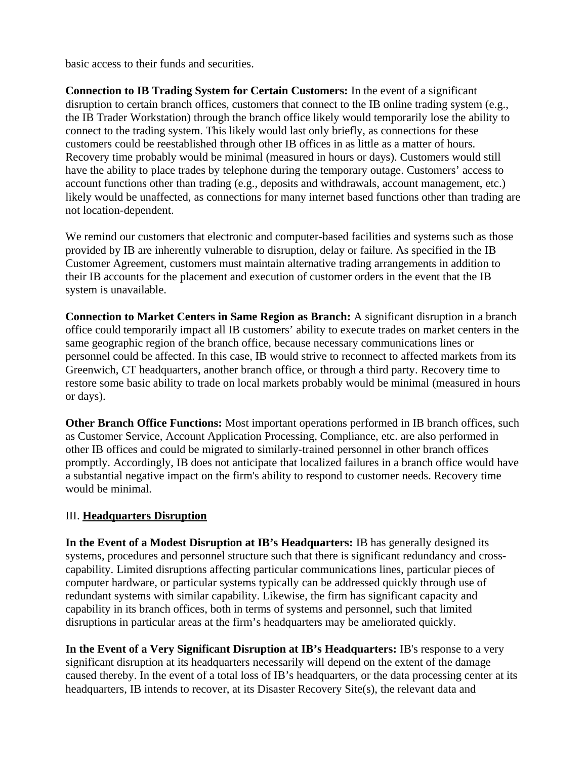basic access to their funds and securities.

**Connection to IB Trading System for Certain Customers:** In the event of a significant disruption to certain branch offices, customers that connect to the IB online trading system (e.g., the IB Trader Workstation) through the branch office likely would temporarily lose the ability to connect to the trading system. This likely would last only briefly, as connections for these customers could be reestablished through other IB offices in as little as a matter of hours. Recovery time probably would be minimal (measured in hours or days). Customers would still have the ability to place trades by telephone during the temporary outage. Customers' access to account functions other than trading (e.g., deposits and withdrawals, account management, etc.) likely would be unaffected, as connections for many internet based functions other than trading are not location-dependent.

We remind our customers that electronic and computer-based facilities and systems such as those provided by IB are inherently vulnerable to disruption, delay or failure. As specified in the IB Customer Agreement, customers must maintain alternative trading arrangements in addition to their IB accounts for the placement and execution of customer orders in the event that the IB system is unavailable.

**Connection to Market Centers in Same Region as Branch:** A significant disruption in a branch office could temporarily impact all IB customers' ability to execute trades on market centers in the same geographic region of the branch office, because necessary communications lines or personnel could be affected. In this case, IB would strive to reconnect to affected markets from its Greenwich, CT headquarters, another branch office, or through a third party. Recovery time to restore some basic ability to trade on local markets probably would be minimal (measured in hours or days).

**Other Branch Office Functions:** Most important operations performed in IB branch offices, such as Customer Service, Account Application Processing, Compliance, etc. are also performed in other IB offices and could be migrated to similarly-trained personnel in other branch offices promptly. Accordingly, IB does not anticipate that localized failures in a branch office would have a substantial negative impact on the firm's ability to respond to customer needs. Recovery time would be minimal.

## III. <u>**Headquarters Disruption**</u>

**In the Event of a Modest Disruption at IB's Headquarters:** IB has generally designed its systems, procedures and personnel structure such that there is significant redundancy and cross-capability. Limited disruptions affecting particular communications lines, particular pieces of computer hardware, or particular systems typically can be addressed quickly through use of redundant systems with similar capability. Likewise, the firm has significant capacity and capability in its branch offices, both in terms of systems and personnel, such that limited disruptions in particular areas at the firm's headquarters may be ameliorated quickly.

**In the Event of a Very Significant Disruption at IB's Headquarters:** IB's response to a very significant disruption at its headquarters necessarily will depend on the extent of the damage caused thereby. In the event of a total loss of IB's headquarters, or the data processing center at its headquarters, IB intends to recover, at its Disaster Recovery Site(s), the relevant data and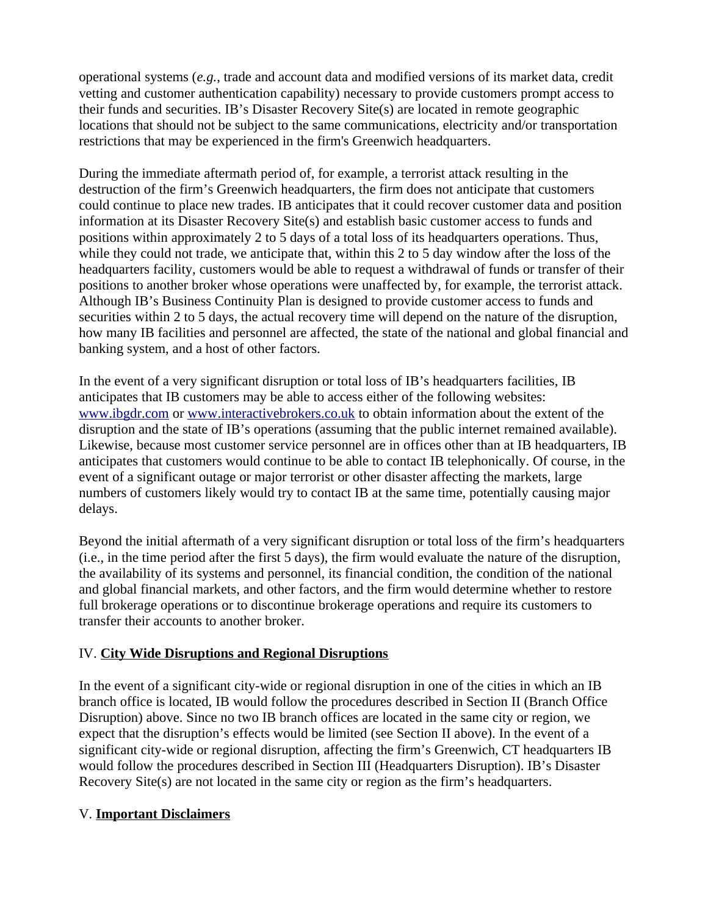operational systems (*e.g.*, trade and account data and modified versions of its market data, credit vetting and customer authentication capability) necessary to provide customers prompt access to their funds and securities. IB's Disaster Recovery Site(s) are located in remote geographic locations that should not be subject to the same communications, electricity and/or transportation restrictions that may be experienced in the firm's Greenwich headquarters.

During the immediate aftermath period of, for example, a terrorist attack resulting in the destruction of the firm's Greenwich headquarters, the firm does not anticipate that customers could continue to place new trades. IB anticipates that it could recover customer data and position information at its Disaster Recovery Site(s) and establish basic customer access to funds and positions within approximately 2 to 5 days of a total loss of its headquarters operations. Thus, while they could not trade, we anticipate that, within this 2 to 5 day window after the loss of the headquarters facility, customers would be able to request a withdrawal of funds or transfer of their positions to another broker whose operations were unaffected by, for example, the terrorist attack. Although IB's Business Continuity Plan is designed to provide customer access to funds and securities within 2 to 5 days, the actual recovery time will depend on the nature of the disruption, how many IB facilities and personnel are affected, the state of the national and global financial and banking system, and a host of other factors.

In the event of a very significant disruption or total loss of IB's headquarters facilities, IB anticipates that IB customers may be able to access either of the following websites: [www.ibgdr.com](http://www.ibgdr.com) or [www.interactivebrokers.co.uk](http://www.interactivebrokers.co.uk) to obtain information about the extent of the disruption and the state of IB's operations (assuming that the public internet remained available). Likewise, because most customer service personnel are in offices other than at IB headquarters, IB anticipates that customers would continue to be able to contact IB telephonically. Of course, in the event of a significant outage or major terrorist or other disaster affecting the markets, large numbers of customers likely would try to contact IB at the same time, potentially causing major delays.

Beyond the initial aftermath of a very significant disruption or total loss of the firm's headquarters (i.e., in the time period after the first 5 days), the firm would evaluate the nature of the disruption, the availability of its systems and personnel, its financial condition, the condition of the national and global financial markets, and other factors, and the firm would determine whether to restore full brokerage operations or to discontinue brokerage operations and require its customers to transfer their accounts to another broker.

## IV. **City Wide Disruptions and Regional Disruptions**

In the event of a significant city-wide or regional disruption in one of the cities in which an IB branch office is located, IB would follow the procedures described in Section II (Branch Office Disruption) above. Since no two IB branch offices are located in the same city or region, we expect that the disruption's effects would be limited (see Section II above). In the event of a significant city-wide or regional disruption, affecting the firm's Greenwich, CT headquarters IB would follow the procedures described in Section III (Headquarters Disruption). IB's Disaster Recovery Site(s) are not located in the same city or region as the firm's headquarters.

## V. **Important Disclaimers**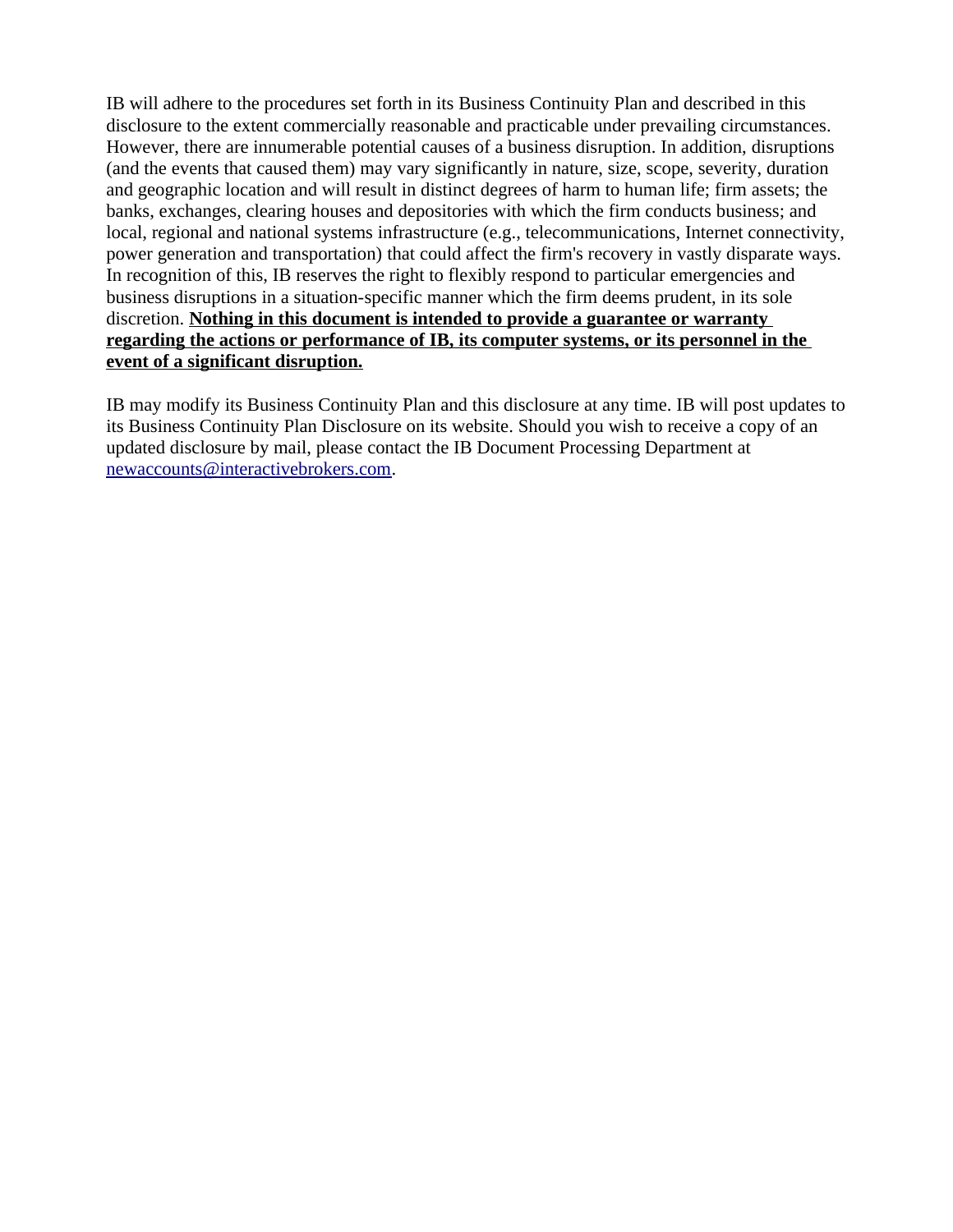IB will adhere to the procedures set forth in its Business Continuity Plan and described in this disclosure to the extent commercially reasonable and practicable under prevailing circumstances. However, there are innumerable potential causes of a business disruption. In addition, disruptions (and the events that caused them) may vary significantly in nature, size, scope, severity, duration and geographic location and will result in distinct degrees of harm to human life; firm assets; the banks, exchanges, clearing houses and depositories with which the firm conducts business; and local, regional and national systems infrastructure (e.g., telecommunications, Internet connectivity, power generation and transportation) that could affect the firm's recovery in vastly disparate ways. In recognition of this, IB reserves the right to flexibly respond to particular emergencies and business disruptions in a situation-specific manner which the firm deems prudent, in its sole discretion. **Nothing in this document is intended to provide a guarantee or warranty regarding the actions or performance of IB, its computer systems, or its personnel in the event of a significant disruption.**

IB may modify its Business Continuity Plan and this disclosure at any time. IB will post updates to its Business Continuity Plan Disclosure on its website. Should you wish to receive a copy of an updated disclosure by mail, please contact the IB Document Processing Department at newaccounts@interactivebrokers.com.